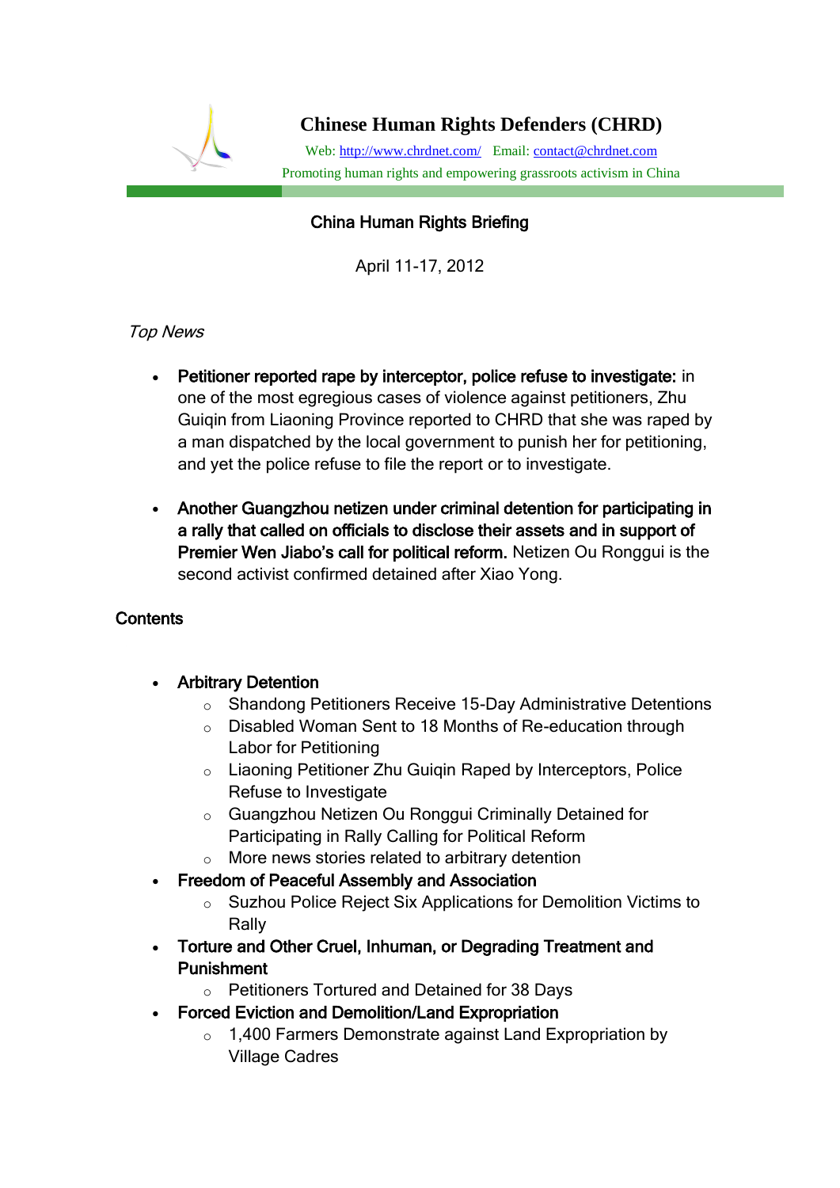# Chinese Human Rights Defenders (CHRD)

Web: http://www.chrdnet.com/ Email: contact@chrdnet.com

Promoting human rights and empowering grassroots activism in China

## China Human Rights Briefing

April 11-17, 2012

*Top News*

- **Petitioner reported rape by interceptor, police refuse to investigate:** in one of the most egregious cases of violence against petitioners, Zhu Guiqin from Liaoning Province reported to CHRD that she was raped by a man dispatched by the local government to punish her for petitioning, and yet the police refuse to file the report or to investigate.

- **Another Guangzhou netizen under criminal detention for participating in a rally that called on officials to disclose their assets and in support of Premier Wen Jiabo's call for political reform.** Netizen Ou Ronggui is the second activist confirmed detained after Xiao Yong.

### Contents

- **Arbitrary Detention**
  - Shandong Petitioners Receive 15-Day Administrative Detentions
  - Disabled Woman Sent to 18 Months of Re-education through Labor for Petitioning
  - Liaoning Petitioner Zhu Guiqin Raped by Interceptors, Police Refuse to Investigate
  - Guangzhou Netizen Ou Ronggui Criminally Detained for Participating in Rally Calling for Political Reform
  - More news stories related to arbitrary detention
- **Freedom of Peaceful Assembly and Association**
  - Suzhou Police Reject Six Applications for Demolition Victims to Rally
- **Torture and Other Cruel, Inhuman, or Degrading Treatment and Punishment**
  - Petitioners Tortured and Detained for 38 Days
- **Forced Eviction and Demolition/Land Expropriation**
  - 1,400 Farmers Demonstrate against Land Expropriation by Village Cadres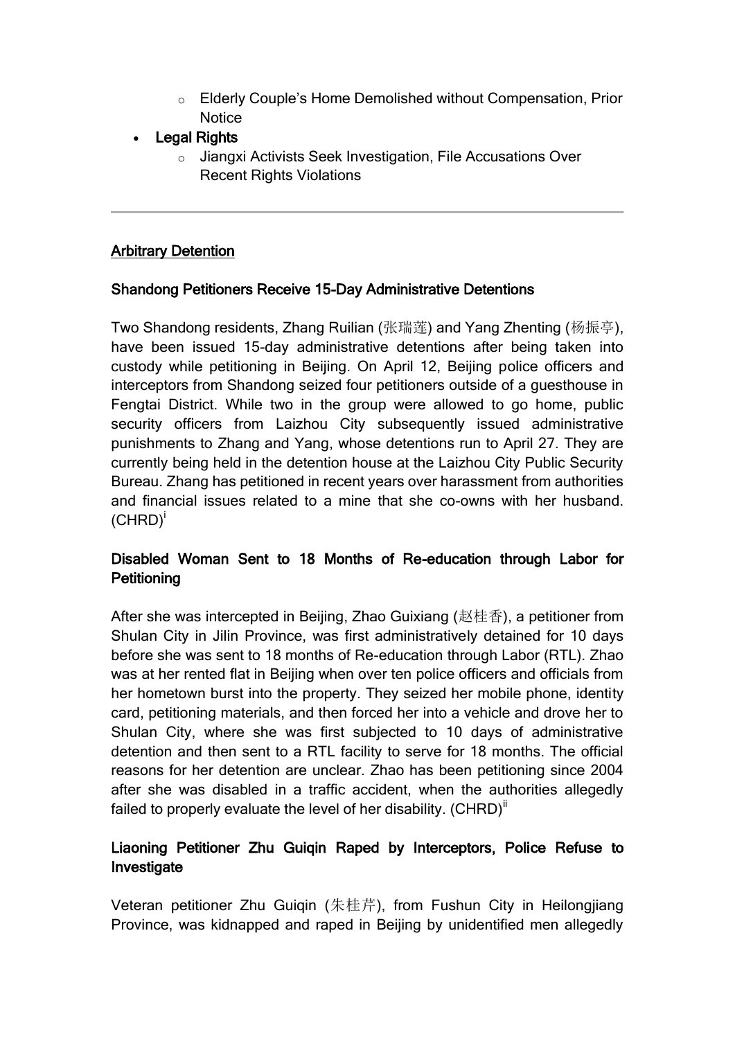- Elderly Couple's Home Demolished without Compensation, Prior Notice
- Legal Rights
    - Jiangxi Activists Seek Investigation, File Accusations Over Recent Rights Violations

---

## Arbitrary Detention

### Shandong Petitioners Receive 15-Day Administrative Detentions

Two Shandong residents, Zhang Ruilian (张瑞莲) and Yang Zhenting (杨振亭), have been issued 15-day administrative detentions after being taken into custody while petitioning in Beijing. On April 12, Beijing police officers and interceptors from Shandong seized four petitioners outside of a guesthouse in Fengtai District. While two in the group were allowed to go home, public security officers from Laizhou City subsequently issued administrative punishments to Zhang and Yang, whose detentions run to April 27. They are currently being held in the detention house at the Laizhou City Public Security Bureau. Zhang has petitioned in recent years over harassment from authorities and financial issues related to a mine that she co-owns with her husband. (CHRD)[i]

### Disabled Woman Sent to 18 Months of Re-education through Labor for Petitioning

After she was intercepted in Beijing, Zhao Guixiang (赵桂香), a petitioner from Shulan City in Jilin Province, was first administratively detained for 10 days before she was sent to 18 months of Re-education through Labor (RTL). Zhao was at her rented flat in Beijing when over ten police officers and officials from her hometown burst into the property. They seized her mobile phone, identity card, petitioning materials, and then forced her into a vehicle and drove her to Shulan City, where she was first subjected to 10 days of administrative detention and then sent to a RTL facility to serve for 18 months. The official reasons for her detention are unclear. Zhao has been petitioning since 2004 after she was disabled in a traffic accident, when the authorities allegedly failed to properly evaluate the level of her disability. (CHRD)[ii]

### Liaoning Petitioner Zhu Guiqin Raped by Interceptors, Police Refuse to Investigate

Veteran petitioner Zhu Guiqin (朱桂芹), from Fushun City in Heilongjiang Province, was kidnapped and raped in Beijing by unidentified men allegedly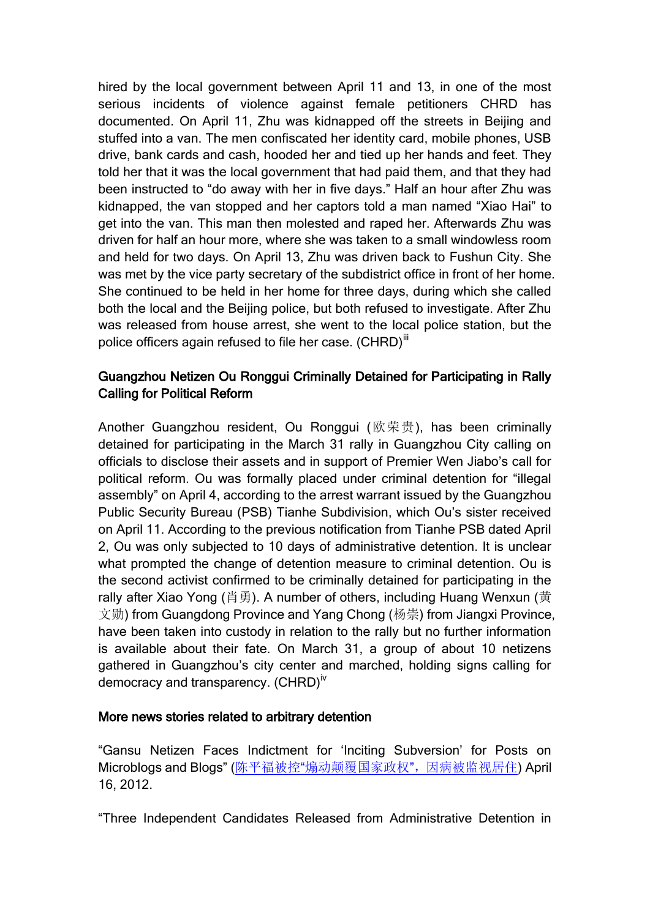hired by the local government between April 11 and 13, in one of the most serious incidents of violence against female petitioners CHRD has documented. On April 11, Zhu was kidnapped off the streets in Beijing and stuffed into a van. The men confiscated her identity card, mobile phones, USB drive, bank cards and cash, hooded her and tied up her hands and feet. They told her that it was the local government that had paid them, and that they had been instructed to "do away with her in five days." Half an hour after Zhu was kidnapped, the van stopped and her captors told a man named "Xiao Hai" to get into the van. This man then molested and raped her. Afterwards Zhu was driven for half an hour more, where she was taken to a small windowless room and held for two days. On April 13, Zhu was driven back to Fushun City. She was met by the vice party secretary of the subdistrict office in front of her home. She continued to be held in her home for three days, during which she called both the local and the Beijing police, but both refused to investigate. After Zhu was released from house arrest, she went to the local police station, but the police officers again refused to file her case. (CHRD)[iii]

**Guangzhou Netizen Ou Ronggui Criminally Detained for Participating in Rally Calling for Political Reform**

Another Guangzhou resident, Ou Ronggui (欧荣贵), has been criminally detained for participating in the March 31 rally in Guangzhou City calling on officials to disclose their assets and in support of Premier Wen Jiabo's call for political reform. Ou was formally placed under criminal detention for "illegal assembly" on April 4, according to the arrest warrant issued by the Guangzhou Public Security Bureau (PSB) Tianhe Subdivision, which Ou's sister received on April 11. According to the previous notification from Tianhe PSB dated April 2, Ou was only subjected to 10 days of administrative detention. It is unclear what prompted the change of detention measure to criminal detention. Ou is the second activist confirmed to be criminally detained for participating in the rally after Xiao Yong (肖勇). A number of others, including Huang Wenxun (黄文勋) from Guangdong Province and Yang Chong (杨崇) from Jiangxi Province, have been taken into custody in relation to the rally but no further information is available about their fate. On March 31, a group of about 10 netizens gathered in Guangzhou's city center and marched, holding signs calling for democracy and transparency. (CHRD)[iv]

**More news stories related to arbitrary detention**

"Gansu Netizen Faces Indictment for 'Inciting Subversion' for Posts on Microblogs and Blogs" (陈平福被控"煽动颠覆国家政权"，因病被监视居住) April 16, 2012.

"Three Independent Candidates Released from Administrative Detention in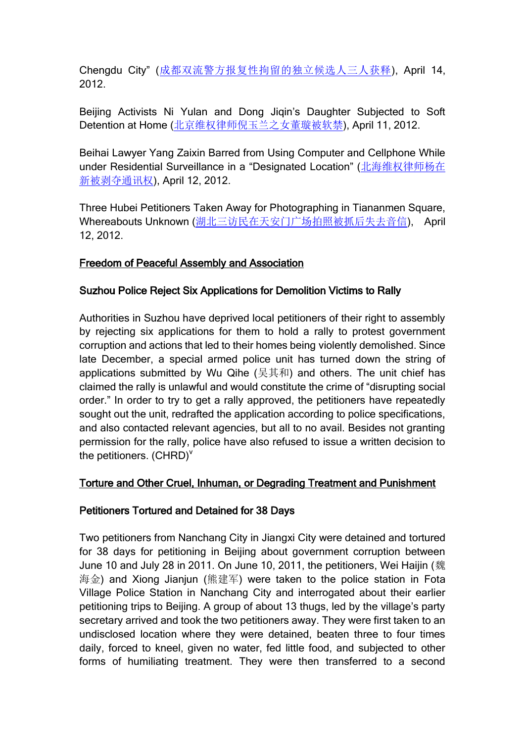Chengdu City" (成都双流警方报复性拘留的独立候选人三人获释), April 14, 2012.

Beijing Activists Ni Yulan and Dong Jiqin's Daughter Subjected to Soft Detention at Home (北京维权律师倪玉兰之女董璇被软禁), April 11, 2012.

Beihai Lawyer Yang Zaixin Barred from Using Computer and Cellphone While under Residential Surveillance in a "Designated Location" (北海维权律师杨在新被剥夺通讯权), April 12, 2012.

Three Hubei Petitioners Taken Away for Photographing in Tiananmen Square, Whereabouts Unknown (湖北三访民在天安门广场拍照被抓后失去音信), April 12, 2012.

## Freedom of Peaceful Assembly and Association

### Suzhou Police Reject Six Applications for Demolition Victims to Rally

Authorities in Suzhou have deprived local petitioners of their right to assembly by rejecting six applications for them to hold a rally to protest government corruption and actions that led to their homes being violently demolished. Since late December, a special armed police unit has turned down the string of applications submitted by Wu Qihe (吴其和) and others. The unit chief has claimed the rally is unlawful and would constitute the crime of "disrupting social order." In order to try to get a rally approved, the petitioners have repeatedly sought out the unit, redrafted the application according to police specifications, and also contacted relevant agencies, but all to no avail. Besides not granting permission for the rally, police have also refused to issue a written decision to the petitioners. (CHRD)[v]

## Torture and Other Cruel, Inhuman, or Degrading Treatment and Punishment

### Petitioners Tortured and Detained for 38 Days

Two petitioners from Nanchang City in Jiangxi City were detained and tortured for 38 days for petitioning in Beijing about government corruption between June 10 and July 28 in 2011. On June 10, 2011, the petitioners, Wei Haijin (魏海金) and Xiong Jianjun (熊建军) were taken to the police station in Fota Village Police Station in Nanchang City and interrogated about their earlier petitioning trips to Beijing. A group of about 13 thugs, led by the village's party secretary arrived and took the two petitioners away. They were first taken to an undisclosed location where they were detained, beaten three to four times daily, forced to kneel, given no water, fed little food, and subjected to other forms of humiliating treatment. They were then transferred to a second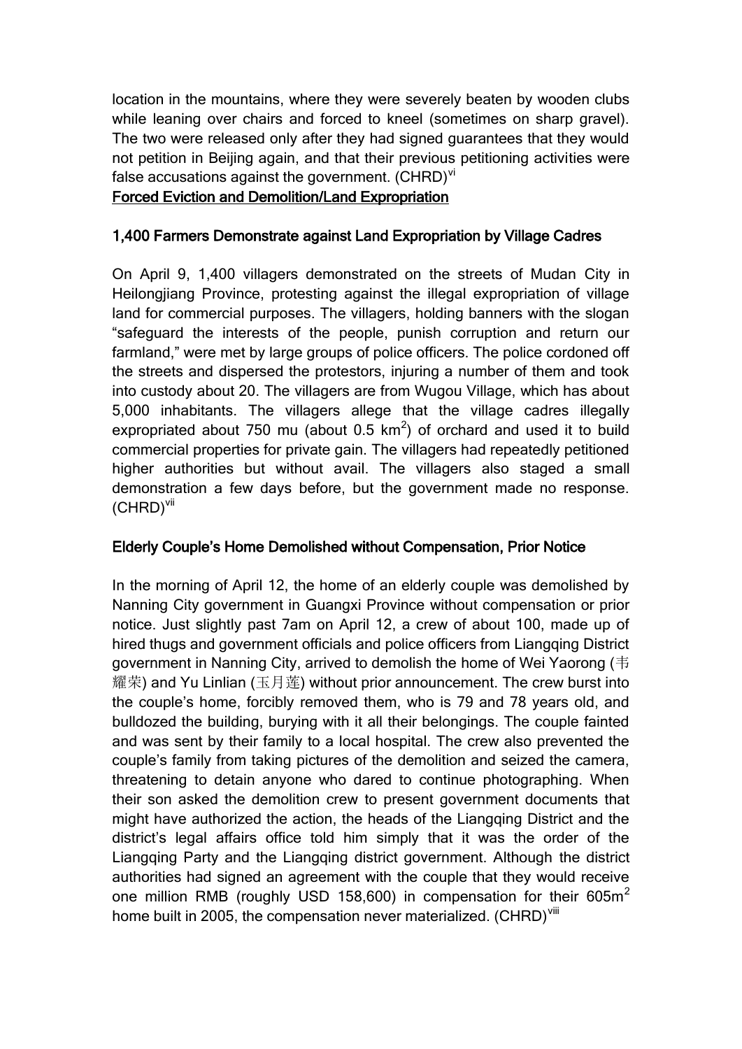location in the mountains, where they were severely beaten by wooden clubs while leaning over chairs and forced to kneel (sometimes on sharp gravel). The two were released only after they had signed guarantees that they would not petition in Beijing again, and that their previous petitioning activities were false accusations against the government. (CHRD)[vi]

## Forced Eviction and Demolition/Land Expropriation

### 1,400 Farmers Demonstrate against Land Expropriation by Village Cadres

On April 9, 1,400 villagers demonstrated on the streets of Mudan City in Heilongjiang Province, protesting against the illegal expropriation of village land for commercial purposes. The villagers, holding banners with the slogan "safeguard the interests of the people, punish corruption and return our farmland," were met by large groups of police officers. The police cordoned off the streets and dispersed the protestors, injuring a number of them and took into custody about 20. The villagers are from Wugou Village, which has about 5,000 inhabitants. The villagers allege that the village cadres illegally expropriated about 750 mu (about 0.5 $km^2$) of orchard and used it to build commercial properties for private gain. The villagers had repeatedly petitioned higher authorities but without avail. The villagers also staged a small demonstration a few days before, but the government made no response. (CHRD)[vii]

### Elderly Couple's Home Demolished without Compensation, Prior Notice

In the morning of April 12, the home of an elderly couple was demolished by Nanning City government in Guangxi Province without compensation or prior notice. Just slightly past 7am on April 12, a crew of about 100, made up of hired thugs and government officials and police officers from Liangqing District government in Nanning City, arrived to demolish the home of Wei Yaorong (韦耀荣) and Yu Linlian (玉月莲) without prior announcement. The crew burst into the couple's home, forcibly removed them, who is 79 and 78 years old, and bulldozed the building, burying with it all their belongings. The couple fainted and was sent by their family to a local hospital. The crew also prevented the couple's family from taking pictures of the demolition and seized the camera, threatening to detain anyone who dared to continue photographing. When their son asked the demolition crew to present government documents that might have authorized the action, the heads of the Liangqing District and the district's legal affairs office told him simply that it was the order of the Liangqing Party and the Liangqing district government. Although the district authorities had signed an agreement with the couple that they would receive one million RMB (roughly USD 158,600) in compensation for their 605$m^2$ home built in 2005, the compensation never materialized. (CHRD)[viii]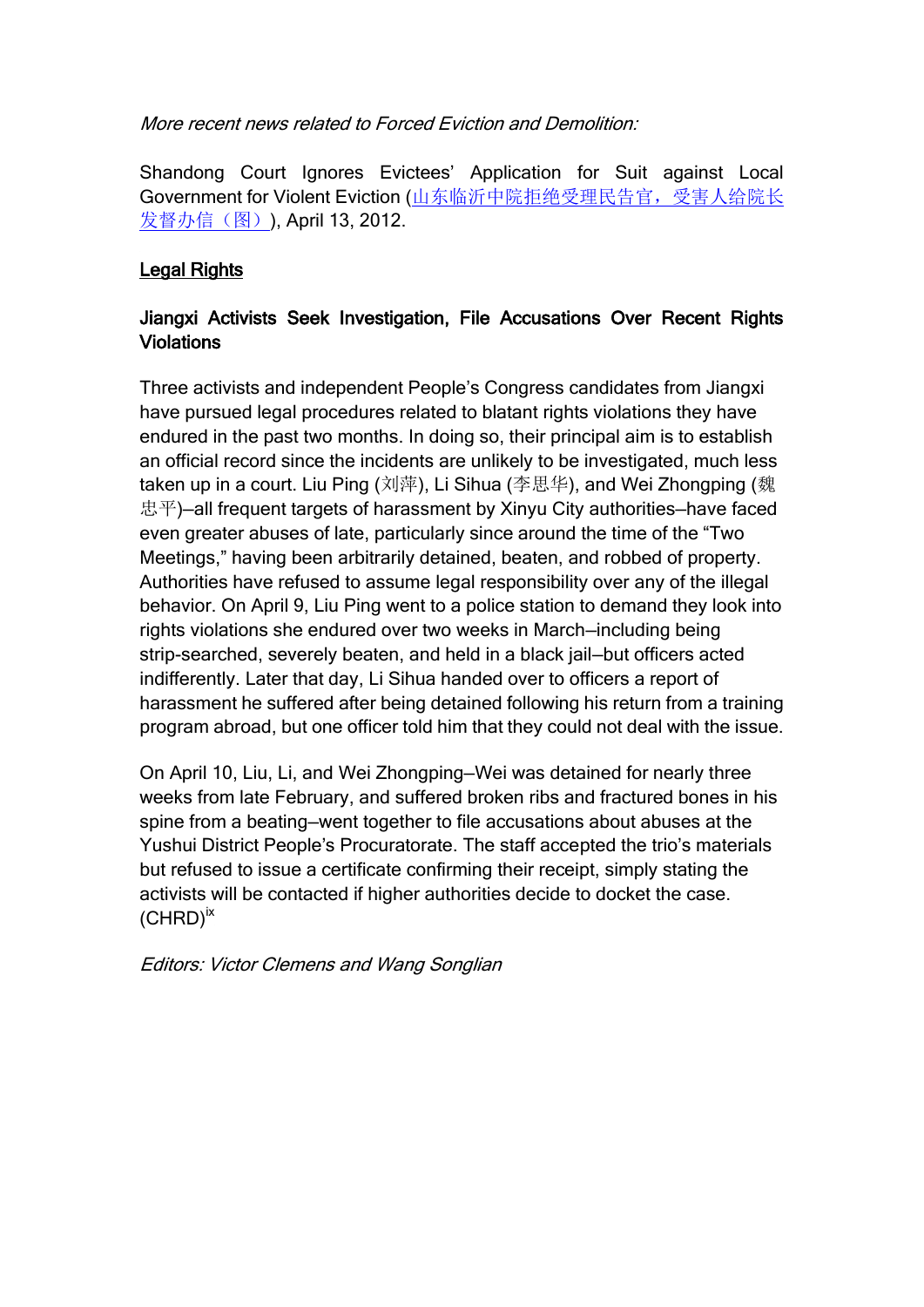*More recent news related to Forced Eviction and Demolition:*

Shandong Court Ignores Evictees' Application for Suit against Local Government for Violent Eviction (山东临沂中院拒绝受理民告官，受害人给院长发督办信（图）), April 13, 2012.

## Legal Rights

### Jiangxi Activists Seek Investigation, File Accusations Over Recent Rights Violations

Three activists and independent People's Congress candidates from Jiangxi have pursued legal procedures related to blatant rights violations they have endured in the past two months. In doing so, their principal aim is to establish an official record since the incidents are unlikely to be investigated, much less taken up in a court. Liu Ping (刘萍), Li Sihua (李思华), and Wei Zhongping (魏忠平)—all frequent targets of harassment by Xinyu City authorities—have faced even greater abuses of late, particularly since around the time of the "Two Meetings," having been arbitrarily detained, beaten, and robbed of property. Authorities have refused to assume legal responsibility over any of the illegal behavior. On April 9, Liu Ping went to a police station to demand they look into rights violations she endured over two weeks in March—including being strip-searched, severely beaten, and held in a black jail—but officers acted indifferently. Later that day, Li Sihua handed over to officers a report of harassment he suffered after being detained following his return from a training program abroad, but one officer told him that they could not deal with the issue.

On April 10, Liu, Li, and Wei Zhongping—Wei was detained for nearly three weeks from late February, and suffered broken ribs and fractured bones in his spine from a beating—went together to file accusations about abuses at the Yushui District People's Procuratorate. The staff accepted the trio's materials but refused to issue a certificate confirming their receipt, simply stating the activists will be contacted if higher authorities decide to docket the case. (CHRD)[ix]

*Editors: Victor Clemens and Wang Songlian*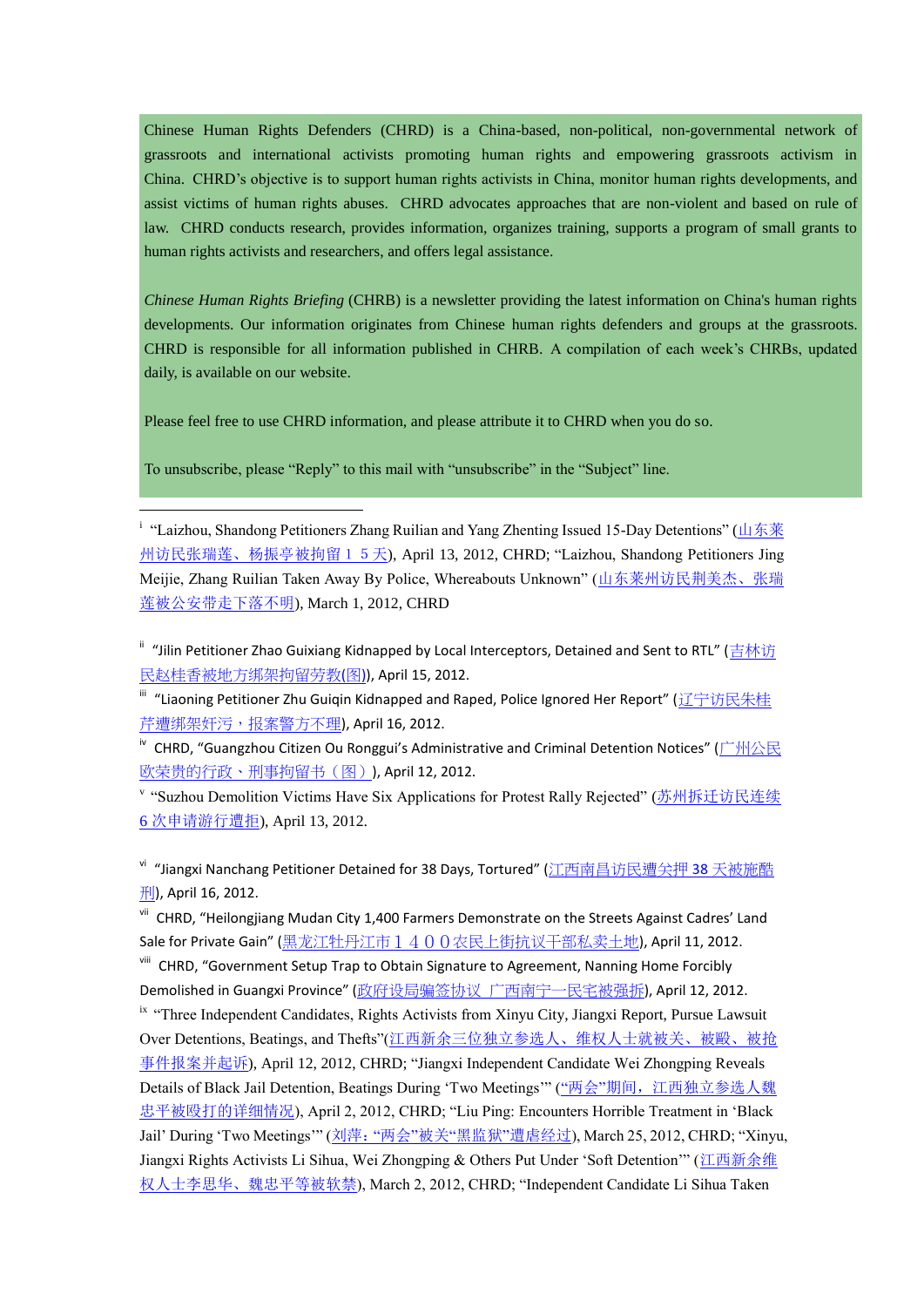Chinese Human Rights Defenders (CHRD) is a China-based, non-political, non-governmental network of grassroots and international activists promoting human rights and empowering grassroots activism in China. CHRD's objective is to support human rights activists in China, monitor human rights developments, and assist victims of human rights abuses. CHRD advocates approaches that are non-violent and based on rule of law. CHRD conducts research, provides information, organizes training, supports a program of small grants to human rights activists and researchers, and offers legal assistance.

*Chinese Human Rights Briefing* (CHRB) is a newsletter providing the latest information on China's human rights developments. Our information originates from Chinese human rights defenders and groups at the grassroots. CHRD is responsible for all information published in CHRB. A compilation of each week's CHRBs, updated daily, is available on our website.

Please feel free to use CHRD information, and please attribute it to CHRD when you do so.

To unsubscribe, please "Reply" to this mail with "unsubscribe" in the "Subject" line.

---

[i] "Laizhou, Shandong Petitioners Zhang Ruilian and Yang Zhenting Issued 15-Day Detentions" (山东莱州访民张瑞莲、杨振亭被拘留１５天), April 13, 2012, CHRD; "Laizhou, Shandong Petitioners Jing Meijie, Zhang Ruilian Taken Away By Police, Whereabouts Unknown" (山东莱州访民荆美杰、张瑞莲被公安带走下落不明), March 1, 2012, CHRD

[ii] "Jilin Petitioner Zhao Guixiang Kidnapped by Local Interceptors, Detained and Sent to RTL" (吉林访民赵桂香被地方绑架拘留劳教(图)), April 15, 2012.

[iii] "Liaoning Petitioner Zhu Guiqin Kidnapped and Raped, Police Ignored Her Report" (辽宁访民朱桂芹遭绑架奸污，报案警方不理), April 16, 2012.

[iv] CHRD, "Guangzhou Citizen Ou Ronggui's Administrative and Criminal Detention Notices" (广州公民欧荣贵的行政、刑事拘留书（图）), April 12, 2012.

[v] "Suzhou Demolition Victims Have Six Applications for Protest Rally Rejected" (苏州拆迁访民连续6次申请游行遭拒), April 13, 2012.

[vi] "Jiangxi Nanchang Petitioner Detained for 38 Days, Tortured" (江西南昌访民遭关押38天被施酷刑), April 16, 2012.

[vii] CHRD, "Heilongjiang Mudan City 1,400 Farmers Demonstrate on the Streets Against Cadres' Land Sale for Private Gain" (黑龙江牡丹江市１４００农民上街抗议干部私卖土地), April 11, 2012.

[viii] CHRD, "Government Setup Trap to Obtain Signature to Agreement, Nanning Home Forcibly Demolished in Guangxi Province" (政府设局骗签协议 广西南宁一民宅被强拆), April 12, 2012.

[ix] "Three Independent Candidates, Rights Activists from Xinyu City, Jiangxi Report, Pursue Lawsuit Over Detentions, Beatings, and Thefts"(江西新余三位独立参选人、维权人士就被关、被殴、被抢事件报案并起诉), April 12, 2012, CHRD; "Jiangxi Independent Candidate Wei Zhongping Reveals Details of Black Jail Detention, Beatings During 'Two Meetings'" ("两会"期间，江西独立参选人魏忠平被殴打的详细情况), April 2, 2012, CHRD; "Liu Ping: Encounters Horrible Treatment in 'Black Jail' During 'Two Meetings'" (刘萍："两会"被关"黑监狱"遭虐经过), March 25, 2012, CHRD; "Xinyu, Jiangxi Rights Activists Li Sihua, Wei Zhongping & Others Put Under 'Soft Detention'" (江西新余维权人士李思华、魏忠平等被软禁), March 2, 2012, CHRD; "Independent Candidate Li Sihua Taken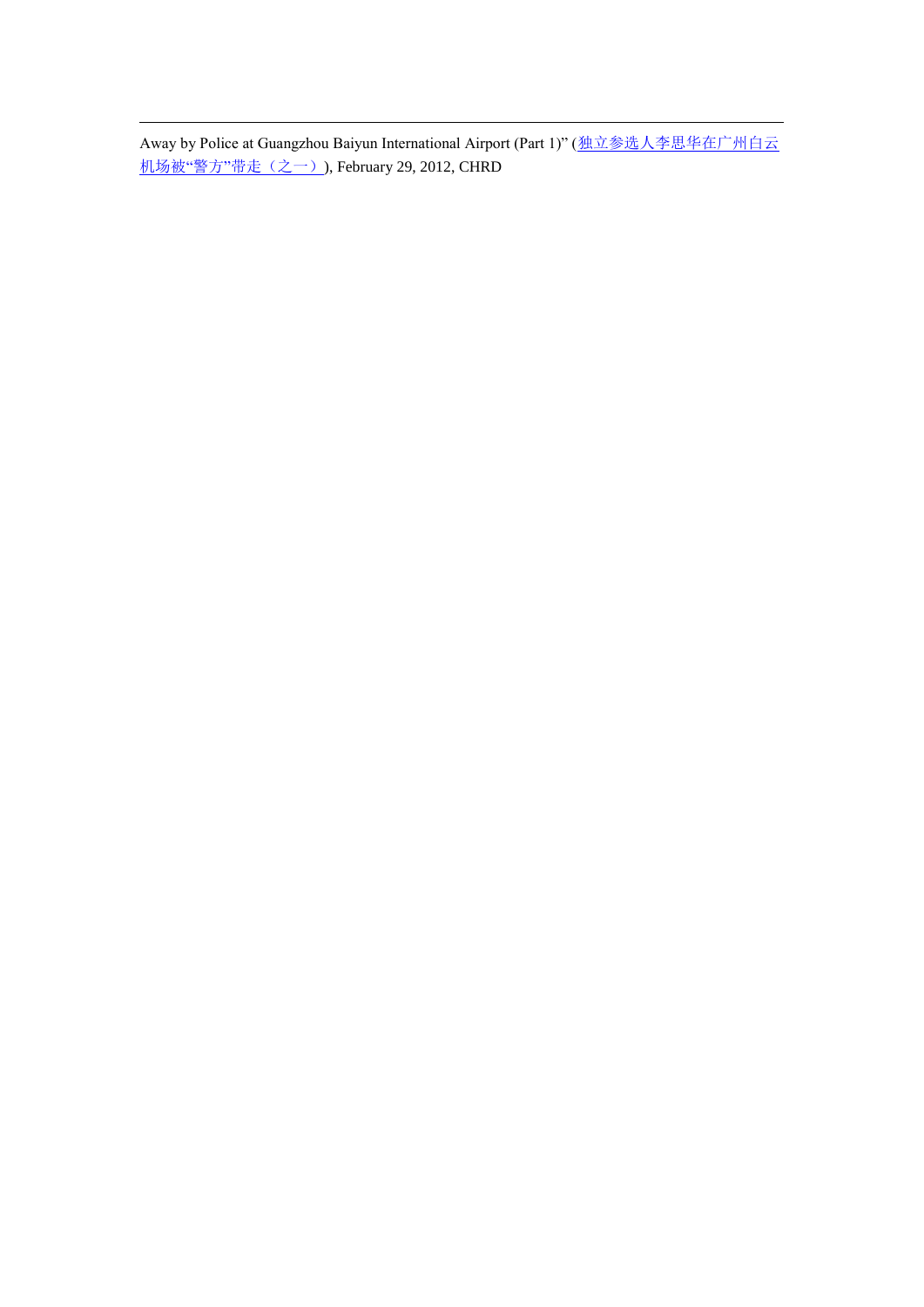Away by Police at Guangzhou Baiyun International Airport (Part 1)" (独立参选人李思华在广州白云机场被"警方"带走（之一）), February 29, 2012, CHRD